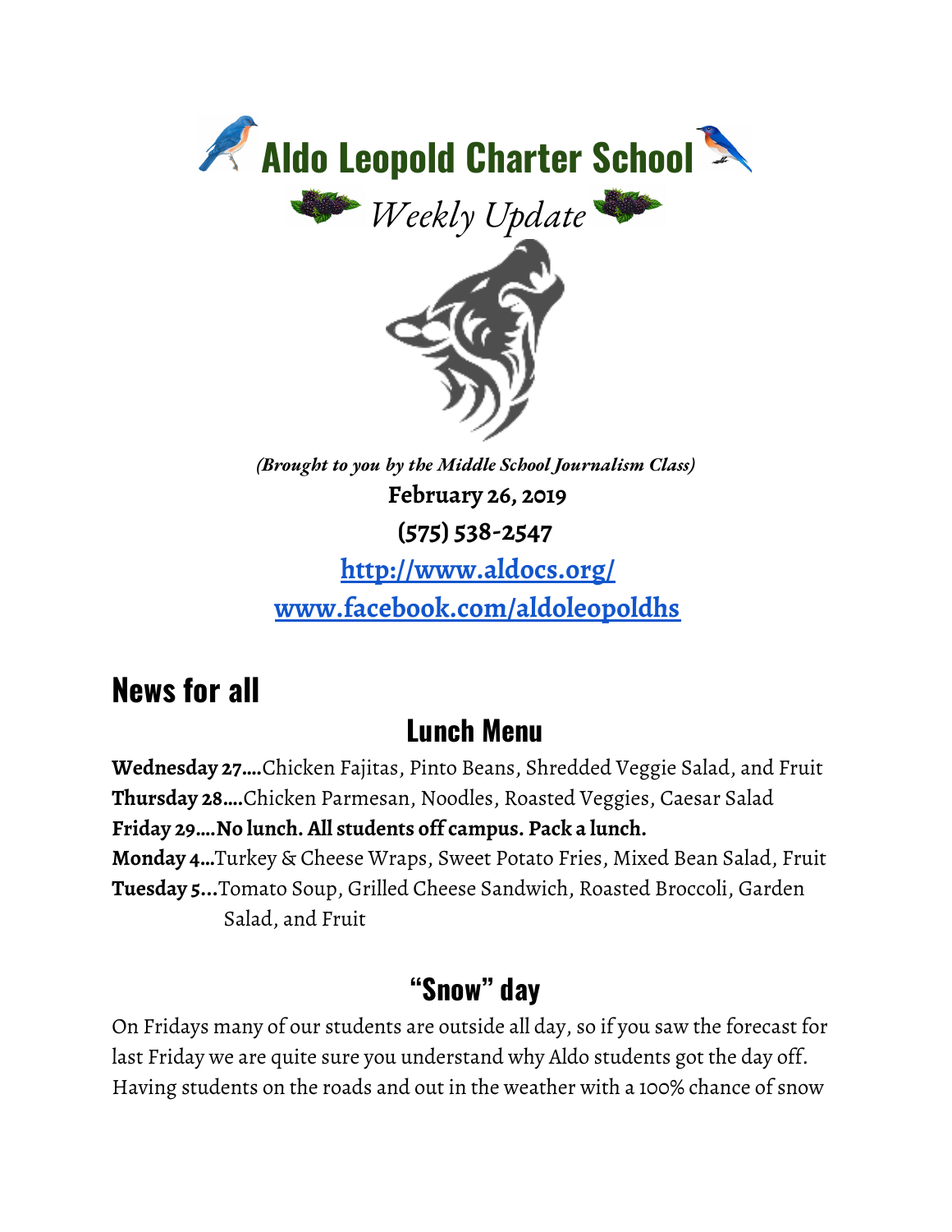# Aldo Leopold Charter School

*Weekly Update*

*(Brought to you by the Middle School Journalism Class)*

**February 26, 2019**

**(575) 538-2547**

**[http://www.aldocs.org/](http://www.aldocs.org/)**

**[www.facebook.com/aldoleopoldhs](http://www.facebook.com/aldoleopoldhs)**

# News for all

## Lunch Menu

**Wednesday 27….**Chicken Fajitas, Pinto Beans, Shredded Veggie Salad, and Fruit
**Thursday 28….**Chicken Parmesan, Noodles, Roasted Veggies, Caesar Salad
**Friday 29….No lunch. All students off campus. Pack a lunch.**
**Monday 4…**Turkey & Cheese Wraps, Sweet Potato Fries, Mixed Bean Salad, Fruit
**Tuesday 5…**Tomato Soup, Grilled Cheese Sandwich, Roasted Broccoli, Garden Salad, and Fruit

## "Snow" day

On Fridays many of our students are outside all day, so if you saw the forecast for last Friday we are quite sure you understand why Aldo students got the day off. Having students on the roads and out in the weather with a 100% chance of snow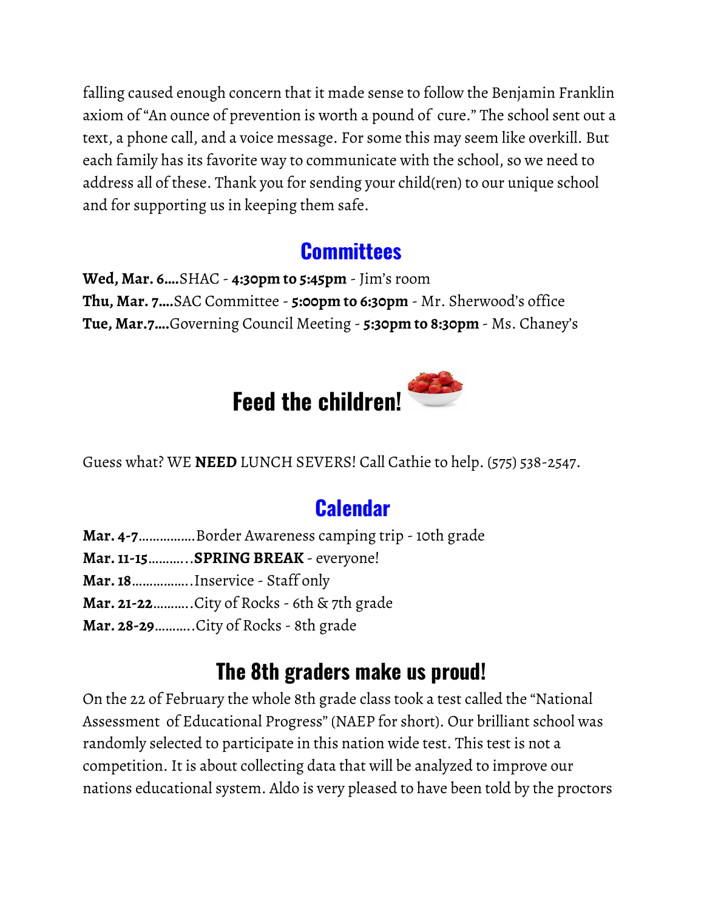falling caused enough concern that it made sense to follow the Benjamin Franklin axiom of "An ounce of prevention is worth a pound of cure." The school sent out a text, a phone call, and a voice message. For some this may seem like overkill. But each family has its favorite way to communicate with the school, so we need to address all of these. Thank you for sending your child(ren) to our unique school and for supporting us in keeping them safe.

## Committees

**Wed, Mar. 6....**SHAC - **4:30pm to 5:45pm** - Jim's room
**Thu, Mar. 7....**SAC Committee - **5:00pm to 6:30pm** - Mr. Sherwood's office
**Tue, Mar.7....**Governing Council Meeting - **5:30pm to 8:30pm** - Ms. Chaney's

## Feed the children!

Guess what? WE **NEED** LUNCH SEVERS! Call Cathie to help. (575) 538-2547.

## Calendar

**Mar. 4-7**................Border Awareness camping trip - 10th grade
**Mar. 11-15**...........**SPRING BREAK** - everyone!
**Mar. 18**.................Inservice - Staff only
**Mar. 21-22**...........City of Rocks - 6th & 7th grade
**Mar. 28-29**...........City of Rocks - 8th grade

## The 8th graders make us proud!

On the 22 of February the whole 8th grade class took a test called the "National Assessment of Educational Progress" (NAEP for short). Our brilliant school was randomly selected to participate in this nation wide test. This test is not a competition. It is about collecting data that will be analyzed to improve our nations educational system. Aldo is very pleased to have been told by the proctors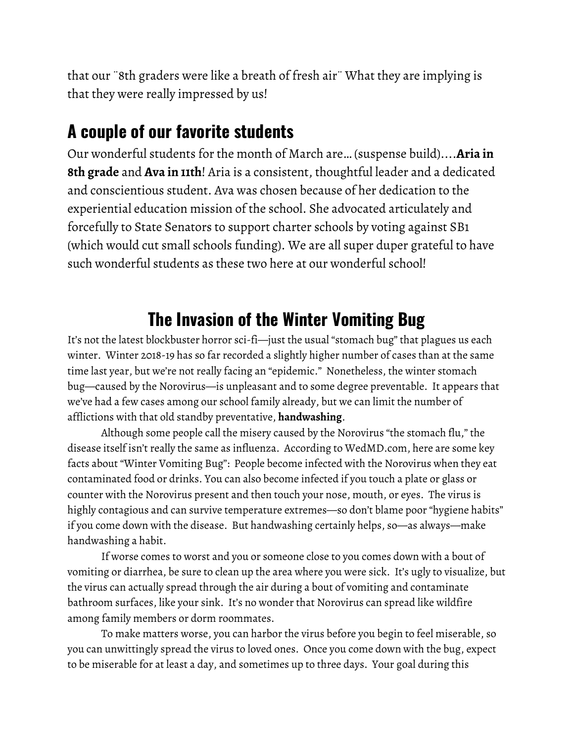that our ¨8th graders were like a breath of fresh air¨ What they are implying is that they were really impressed by us!

## A couple of our favorite students

Our wonderful students for the month of March are… (suspense build)….**Aria in 8th grade** and **Ava in 11th**! Aria is a consistent, thoughtful leader and a dedicated and conscientious student. Ava was chosen because of her dedication to the experiential education mission of the school. She advocated articulately and forcefully to State Senators to support charter schools by voting against SB1 (which would cut small schools funding). We are all super duper grateful to have such wonderful students as these two here at our wonderful school!

## The Invasion of the Winter Vomiting Bug

It's not the latest blockbuster horror sci-fi—just the usual "stomach bug" that plagues us each winter. Winter 2018-19 has so far recorded a slightly higher number of cases than at the same time last year, but we're not really facing an "epidemic." Nonetheless, the winter stomach bug—caused by the Norovirus—is unpleasant and to some degree preventable. It appears that we've had a few cases among our school family already, but we can limit the number of afflictions with that old standby preventative, **handwashing**.

Although some people call the misery caused by the Norovirus "the stomach flu," the disease itself isn't really the same as influenza. According to WedMD.com, here are some key facts about "Winter Vomiting Bug": People become infected with the Norovirus when they eat contaminated food or drinks. You can also become infected if you touch a plate or glass or counter with the Norovirus present and then touch your nose, mouth, or eyes. The virus is highly contagious and can survive temperature extremes—so don't blame poor "hygiene habits" if you come down with the disease. But handwashing certainly helps, so—as always—make handwashing a habit.

If worse comes to worst and you or someone close to you comes down with a bout of vomiting or diarrhea, be sure to clean up the area where you were sick. It's ugly to visualize, but the virus can actually spread through the air during a bout of vomiting and contaminate bathroom surfaces, like your sink. It's no wonder that Norovirus can spread like wildfire among family members or dorm roommates.

To make matters worse, you can harbor the virus before you begin to feel miserable, so you can unwittingly spread the virus to loved ones. Once you come down with the bug, expect to be miserable for at least a day, and sometimes up to three days. Your goal during this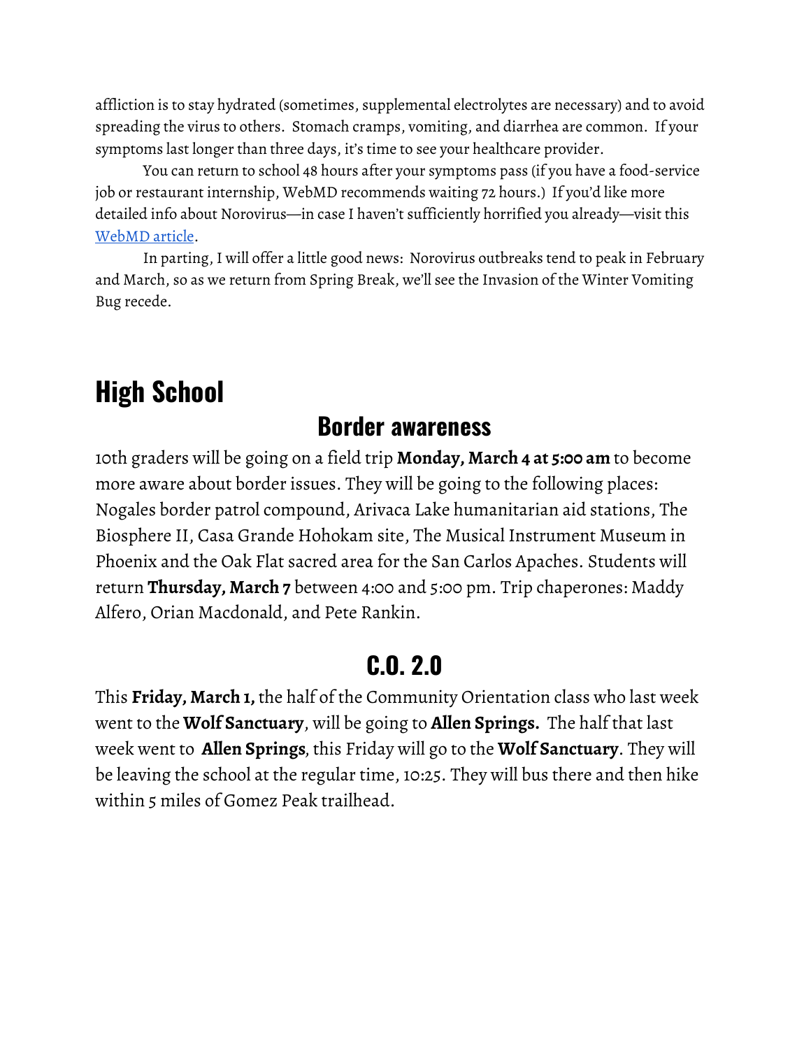affliction is to stay hydrated (sometimes, supplemental electrolytes are necessary) and to avoid spreading the virus to others. Stomach cramps, vomiting, and diarrhea are common. If your symptoms last longer than three days, it's time to see your healthcare provider.

You can return to school 48 hours after your symptoms pass (if you have a food-service job or restaurant internship, WebMD recommends waiting 72 hours.) If you'd like more detailed info about Norovirus—in case I haven't sufficiently horrified you already—visit this [WebMD article](#).

In parting, I will offer a little good news: Norovirus outbreaks tend to peak in February and March, so as we return from Spring Break, we'll see the Invasion of the Winter Vomiting Bug recede.

# High School

## Border awareness

10th graders will be going on a field trip **Monday, March 4 at 5:00 am** to become more aware about border issues. They will be going to the following places: Nogales border patrol compound, Arivaca Lake humanitarian aid stations, The Biosphere II, Casa Grande Hohokam site, The Musical Instrument Museum in Phoenix and the Oak Flat sacred area for the San Carlos Apaches. Students will return **Thursday, March 7** between 4:00 and 5:00 pm. Trip chaperones: Maddy Alfero, Orian Macdonald, and Pete Rankin.

## C.O. 2.0

This **Friday, March 1,** the half of the Community Orientation class who last week went to the **Wolf Sanctuary**, will be going to **Allen Springs.** The half that last week went to **Allen Springs**, this Friday will go to the **Wolf Sanctuary**. They will be leaving the school at the regular time, 10:25. They will bus there and then hike within 5 miles of Gomez Peak trailhead.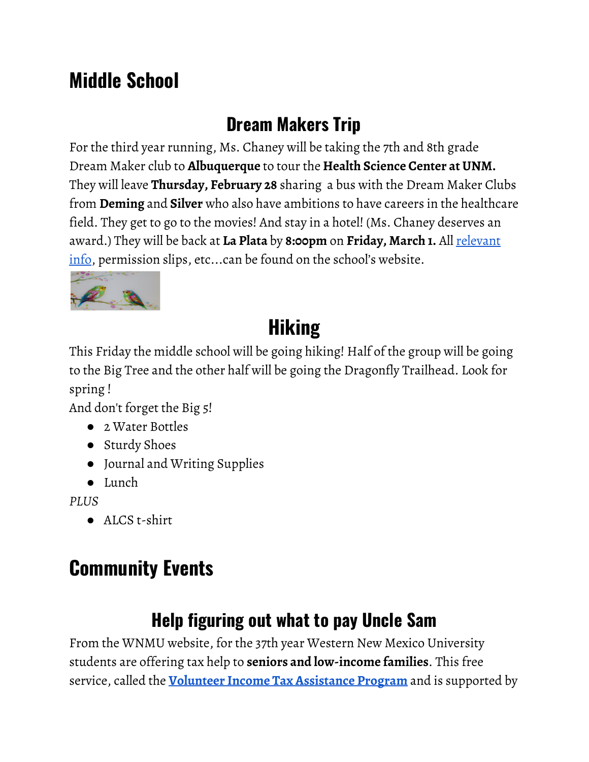# Middle School

## Dream Makers Trip

For the third year running, Ms. Chaney will be taking the 7th and 8th grade Dream Maker club to **Albuquerque** to tour the **Health Science Center at UNM.** They will leave **Thursday, February 28** sharing a bus with the Dream Maker Clubs from **Deming** and **Silver** who also have ambitions to have careers in the healthcare field. They get to go to the movies! And stay in a hotel! (Ms. Chaney deserves an award.) They will be back at **La Plata** by **8:00pm** on **Friday, March 1.** All relevant info, permission slips, etc...can be found on the school's website.

## Hiking

This Friday the middle school will be going hiking! Half of the group will be going to the Big Tree and the other half will be going the Dragonfly Trailhead. Look for spring !

And don't forget the Big 5!

- 2 Water Bottles
- Sturdy Shoes
- Journal and Writing Supplies
- Lunch

*PLUS*

- ALCS t-shirt

# Community Events

## Help figuring out what to pay Uncle Sam

From the WNMU website, for the 37th year Western New Mexico University students are offering tax help to **seniors and low-income families**. This free service, called the **Volunteer Income Tax Assistance Program** and is supported by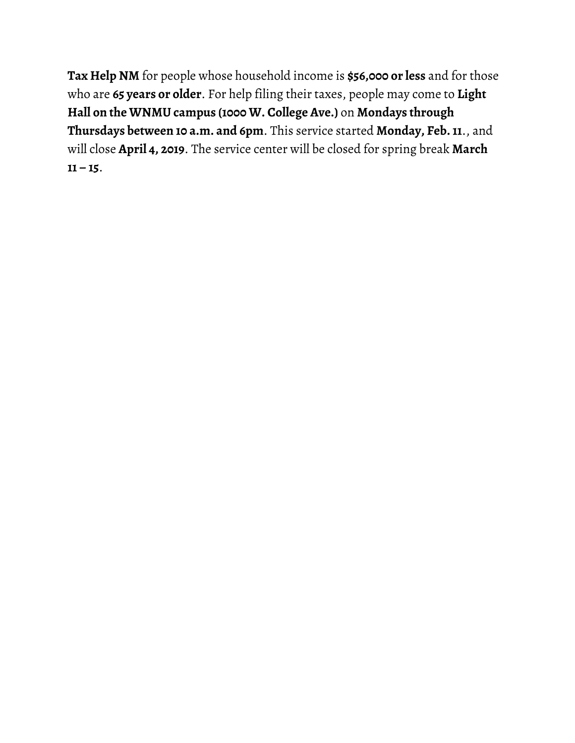**Tax Help NM** for people whose household income is **$56,000 or less** and for those who are **65 years or older**. For help filing their taxes, people may come to **Light Hall on the WNMU campus (1000 W. College Ave.)** on **Mondays through Thursdays between 10 a.m. and 6pm**. This service started **Monday, Feb. 11**., and will close **April 4, 2019**. The service center will be closed for spring break **March 11 – 15**.